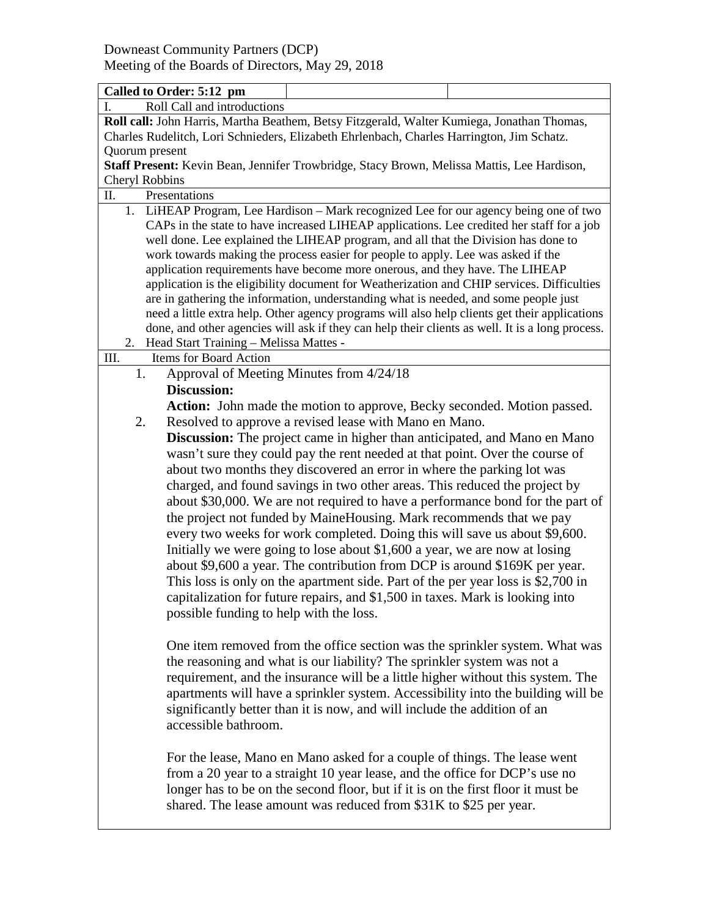Downeast Community Partners (DCP)
Meeting of the Boards of Directors, May 29, 2018

**Called to Order: 5:12 pm**

I. Roll Call and introductions

**Roll call:** John Harris, Martha Beathem, Betsy Fitzgerald, Walter Kumiega, Jonathan Thomas, Charles Rudelitch, Lori Schnieders, Elizabeth Ehrlenbach, Charles Harrington, Jim Schatz.
Quorum present

**Staff Present:** Kevin Bean, Jennifer Trowbridge, Stacy Brown, Melissa Mattis, Lee Hardison, Cheryl Robbins

II. Presentations

1. LiHEAP Program, Lee Hardison – Mark recognized Lee for our agency being one of two CAPs in the state to have increased LIHEAP applications. Lee credited her staff for a job well done. Lee explained the LIHEAP program, and all that the Division has done to work towards making the process easier for people to apply. Lee was asked if the application requirements have become more onerous, and they have. The LIHEAP application is the eligibility document for Weatherization and CHIP services. Difficulties are in gathering the information, understanding what is needed, and some people just need a little extra help. Other agency programs will also help clients get their applications done, and other agencies will ask if they can help their clients as well. It is a long process.
2. Head Start Training – Melissa Mattes -

III. Items for Board Action

1. Approval of Meeting Minutes from 4/24/18
   **Discussion:**
   **Action:** John made the motion to approve, Becky seconded. Motion passed.
2. Resolved to approve a revised lease with Mano en Mano.
   **Discussion:** The project came in higher than anticipated, and Mano en Mano wasn't sure they could pay the rent needed at that point. Over the course of about two months they discovered an error in where the parking lot was charged, and found savings in two other areas. This reduced the project by about $30,000. We are not required to have a performance bond for the part of the project not funded by MaineHousing. Mark recommends that we pay every two weeks for work completed. Doing this will save us about $9,600. Initially we were going to lose about $1,600 a year, we are now at losing about $9,600 a year. The contribution from DCP is around $169K per year. This loss is only on the apartment side. Part of the per year loss is $2,700 in capitalization for future repairs, and $1,500 in taxes. Mark is looking into possible funding to help with the loss.

   One item removed from the office section was the sprinkler system. What was the reasoning and what is our liability? The sprinkler system was not a requirement, and the insurance will be a little higher without this system. The apartments will have a sprinkler system. Accessibility into the building will be significantly better than it is now, and will include the addition of an accessible bathroom.

   For the lease, Mano en Mano asked for a couple of things. The lease went from a 20 year to a straight 10 year lease, and the office for DCP's use no longer has to be on the second floor, but if it is on the first floor it must be shared. The lease amount was reduced from $31K to $25 per year.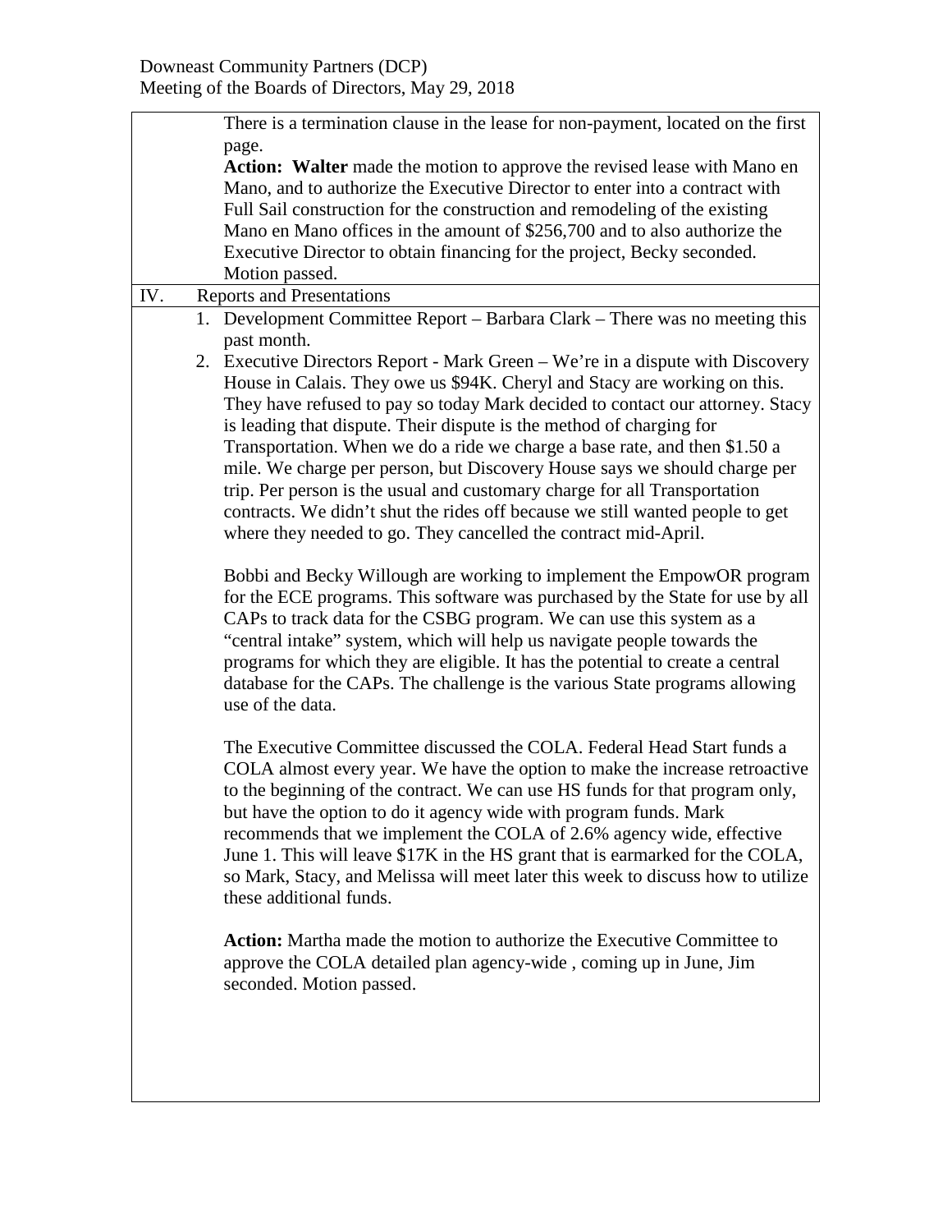There is a termination clause in the lease for non-payment, located on the first page.

**Action: Walter** made the motion to approve the revised lease with Mano en Mano, and to authorize the Executive Director to enter into a contract with Full Sail construction for the construction and remodeling of the existing Mano en Mano offices in the amount of $256,700 and to also authorize the Executive Director to obtain financing for the project, Becky seconded. Motion passed.

IV. Reports and Presentations

1. Development Committee Report – Barbara Clark – There was no meeting this past month.
2. Executive Directors Report - Mark Green – We're in a dispute with Discovery House in Calais. They owe us $94K. Cheryl and Stacy are working on this. They have refused to pay so today Mark decided to contact our attorney. Stacy is leading that dispute. Their dispute is the method of charging for Transportation. When we do a ride we charge a base rate, and then $1.50 a mile. We charge per person, but Discovery House says we should charge per trip. Per person is the usual and customary charge for all Transportation contracts. We didn't shut the rides off because we still wanted people to get where they needed to go. They cancelled the contract mid-April.

   Bobbi and Becky Willough are working to implement the EmpowOR program for the ECE programs. This software was purchased by the State for use by all CAPs to track data for the CSBG program. We can use this system as a "central intake" system, which will help us navigate people towards the programs for which they are eligible. It has the potential to create a central database for the CAPs. The challenge is the various State programs allowing use of the data.

   The Executive Committee discussed the COLA. Federal Head Start funds a COLA almost every year. We have the option to make the increase retroactive to the beginning of the contract. We can use HS funds for that program only, but have the option to do it agency wide with program funds. Mark recommends that we implement the COLA of 2.6% agency wide, effective June 1. This will leave $17K in the HS grant that is earmarked for the COLA, so Mark, Stacy, and Melissa will meet later this week to discuss how to utilize these additional funds.

   **Action:** Martha made the motion to authorize the Executive Committee to approve the COLA detailed plan agency-wide , coming up in June, Jim seconded. Motion passed.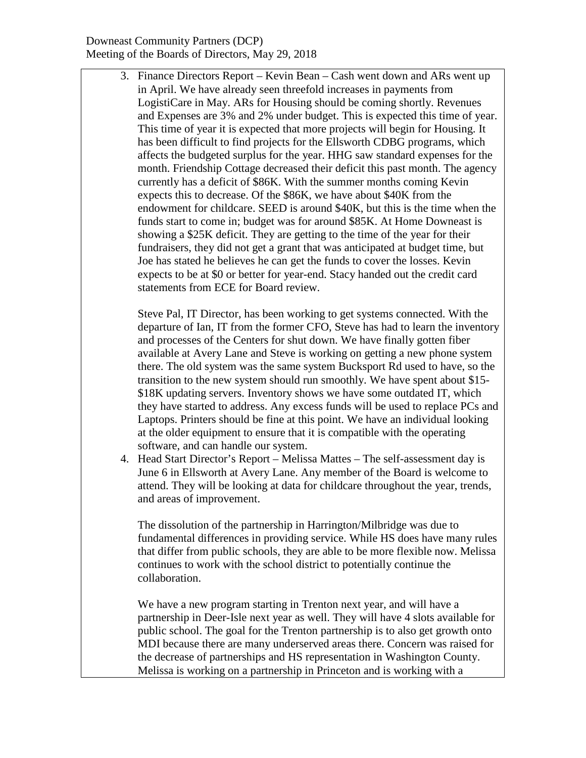3. Finance Directors Report – Kevin Bean – Cash went down and ARs went up in April. We have already seen threefold increases in payments from LogistiCare in May. ARs for Housing should be coming shortly. Revenues and Expenses are 3% and 2% under budget. This is expected this time of year. This time of year it is expected that more projects will begin for Housing. It has been difficult to find projects for the Ellsworth CDBG programs, which affects the budgeted surplus for the year. HHG saw standard expenses for the month. Friendship Cottage decreased their deficit this past month. The agency currently has a deficit of $86K. With the summer months coming Kevin expects this to decrease. Of the $86K, we have about $40K from the endowment for childcare. SEED is around $40K, but this is the time when the funds start to come in; budget was for around $85K. At Home Downeast is showing a $25K deficit. They are getting to the time of the year for their fundraisers, they did not get a grant that was anticipated at budget time, but Joe has stated he believes he can get the funds to cover the losses. Kevin expects to be at $0 or better for year-end. Stacy handed out the credit card statements from ECE for Board review.

   Steve Pal, IT Director, has been working to get systems connected. With the departure of Ian, IT from the former CFO, Steve has had to learn the inventory and processes of the Centers for shut down. We have finally gotten fiber available at Avery Lane and Steve is working on getting a new phone system there. The old system was the same system Bucksport Rd used to have, so the transition to the new system should run smoothly. We have spent about $15-$18K updating servers. Inventory shows we have some outdated IT, which they have started to address. Any excess funds will be used to replace PCs and Laptops. Printers should be fine at this point. We have an individual looking at the older equipment to ensure that it is compatible with the operating software, and can handle our system.

4. Head Start Director's Report – Melissa Mattes – The self-assessment day is June 6 in Ellsworth at Avery Lane. Any member of the Board is welcome to attend. They will be looking at data for childcare throughout the year, trends, and areas of improvement.

   The dissolution of the partnership in Harrington/Milbridge was due to fundamental differences in providing service. While HS does have many rules that differ from public schools, they are able to be more flexible now. Melissa continues to work with the school district to potentially continue the collaboration.

   We have a new program starting in Trenton next year, and will have a partnership in Deer-Isle next year as well. They will have 4 slots available for public school. The goal for the Trenton partnership is to also get growth onto MDI because there are many underserved areas there. Concern was raised for the decrease of partnerships and HS representation in Washington County. Melissa is working on a partnership in Princeton and is working with a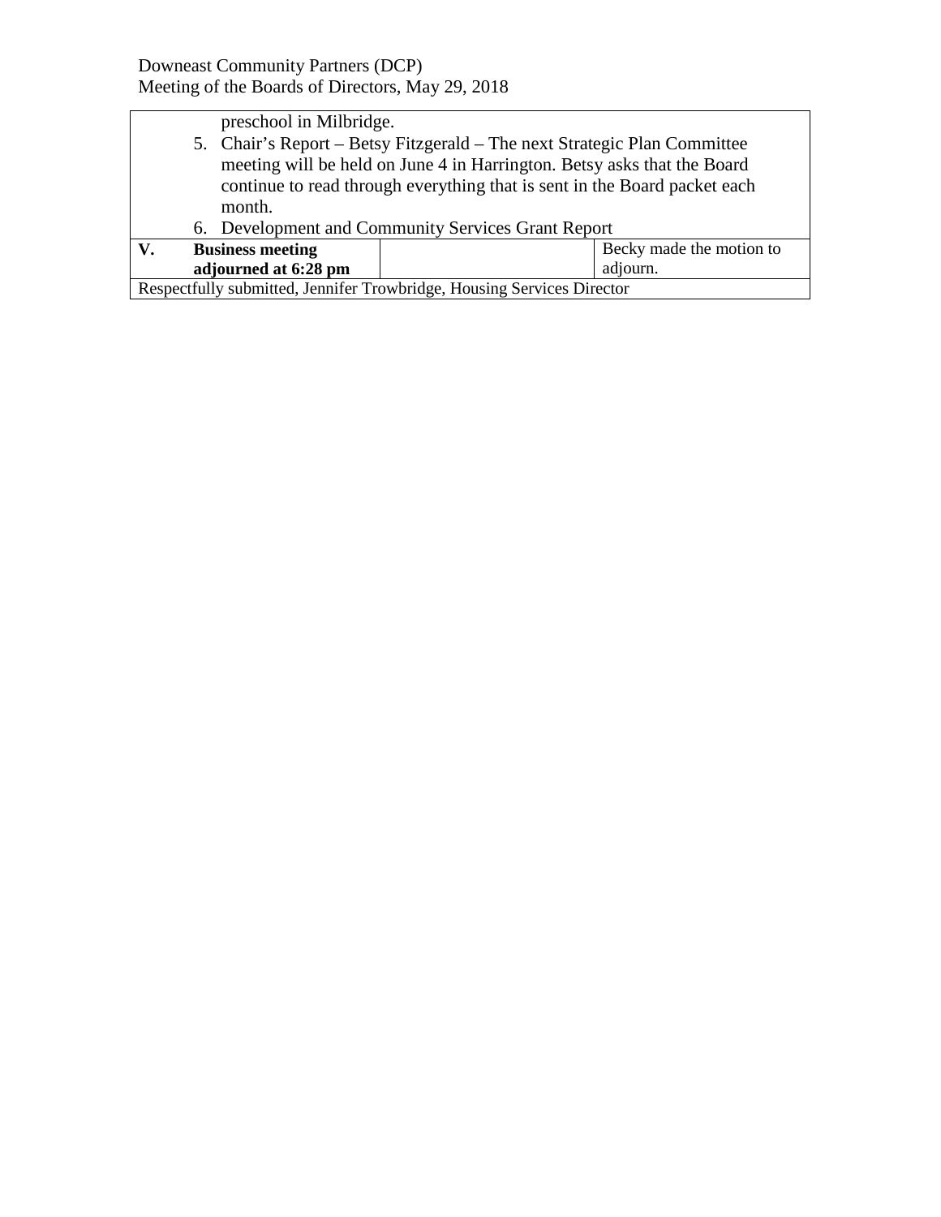Downeast Community Partners (DCP)
Meeting of the Boards of Directors, May 29, 2018

| | | | |
|---|---|---|---|
| | preschool in Milbridge.<br>5. Chair's Report – Betsy Fitzgerald – The next Strategic Plan Committee meeting will be held on June 4 in Harrington. Betsy asks that the Board continue to read through everything that is sent in the Board packet each month.<br>6. Development and Community Services Grant Report | | |
| **V.** | **Business meeting adjourned at 6:28 pm** | | Becky made the motion to adjourn. |
| Respectfully submitted, Jennifer Trowbridge, Housing Services Director | | | |